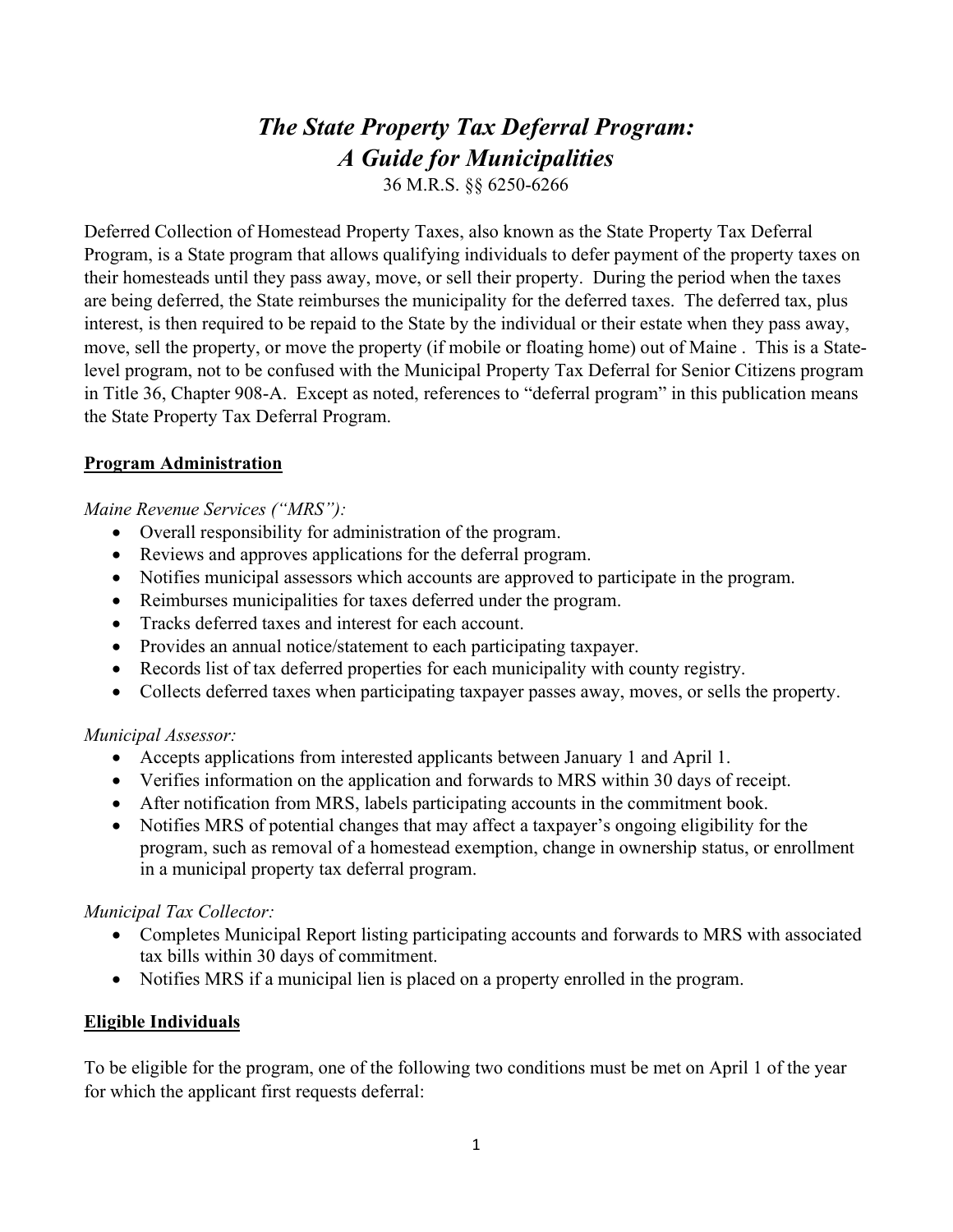# *The State Property Tax Deferral Program: A Guide for Municipalities*

36 M.R.S. §§ 6250-6266

Deferred Collection of Homestead Property Taxes, also known as the State Property Tax Deferral Program, is a State program that allows qualifying individuals to defer payment of the property taxes on their homesteads until they pass away, move, or sell their property. During the period when the taxes are being deferred, the State reimburses the municipality for the deferred taxes. The deferred tax, plus interest, is then required to be repaid to the State by the individual or their estate when they pass away, move, sell the property, or move the property (if mobile or floating home) out of Maine . This is a State-level program, not to be confused with the Municipal Property Tax Deferral for Senior Citizens program in Title 36, Chapter 908-A. Except as noted, references to "deferral program" in this publication means the State Property Tax Deferral Program.

## **Program Administration**

*Maine Revenue Services ("MRS"):*

- Overall responsibility for administration of the program.
- Reviews and approves applications for the deferral program.
- Notifies municipal assessors which accounts are approved to participate in the program.
- Reimburses municipalities for taxes deferred under the program.
- Tracks deferred taxes and interest for each account.
- Provides an annual notice/statement to each participating taxpayer.
- Records list of tax deferred properties for each municipality with county registry.
- Collects deferred taxes when participating taxpayer passes away, moves, or sells the property.

*Municipal Assessor:*

- Accepts applications from interested applicants between January 1 and April 1.
- Verifies information on the application and forwards to MRS within 30 days of receipt.
- After notification from MRS, labels participating accounts in the commitment book.
- Notifies MRS of potential changes that may affect a taxpayer's ongoing eligibility for the program, such as removal of a homestead exemption, change in ownership status, or enrollment in a municipal property tax deferral program.

*Municipal Tax Collector:*

- Completes Municipal Report listing participating accounts and forwards to MRS with associated tax bills within 30 days of commitment.
- Notifies MRS if a municipal lien is placed on a property enrolled in the program.

## **Eligible Individuals**

To be eligible for the program, one of the following two conditions must be met on April 1 of the year for which the applicant first requests deferral: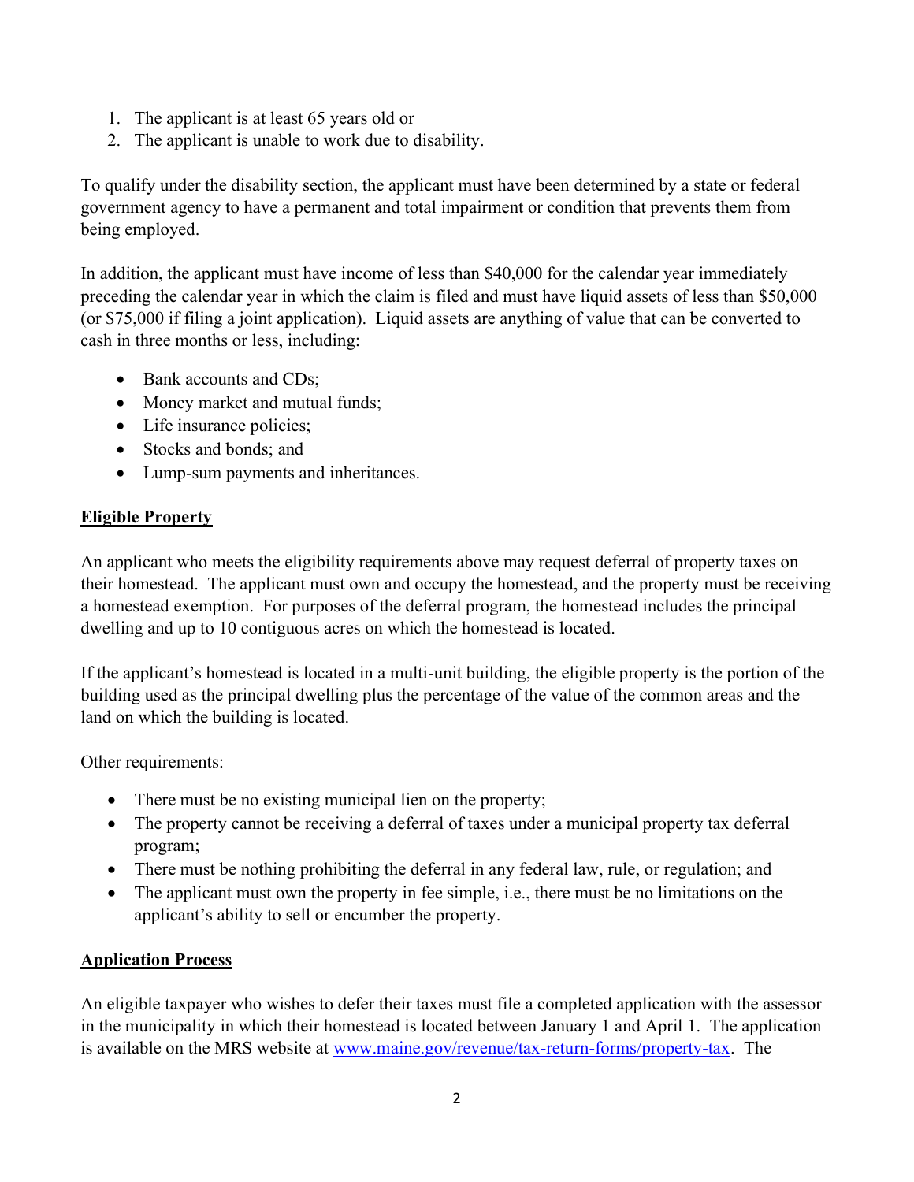1. The applicant is at least 65 years old or
2. The applicant is unable to work due to disability.

To qualify under the disability section, the applicant must have been determined by a state or federal government agency to have a permanent and total impairment or condition that prevents them from being employed.

In addition, the applicant must have income of less than $40,000 for the calendar year immediately preceding the calendar year in which the claim is filed and must have liquid assets of less than $50,000 (or $75,000 if filing a joint application). Liquid assets are anything of value that can be converted to cash in three months or less, including:

- Bank accounts and CDs;
- Money market and mutual funds;
- Life insurance policies;
- Stocks and bonds; and
- Lump-sum payments and inheritances.

## Eligible Property

An applicant who meets the eligibility requirements above may request deferral of property taxes on their homestead. The applicant must own and occupy the homestead, and the property must be receiving a homestead exemption. For purposes of the deferral program, the homestead includes the principal dwelling and up to 10 contiguous acres on which the homestead is located.

If the applicant's homestead is located in a multi-unit building, the eligible property is the portion of the building used as the principal dwelling plus the percentage of the value of the common areas and the land on which the building is located.

Other requirements:

- There must be no existing municipal lien on the property;
- The property cannot be receiving a deferral of taxes under a municipal property tax deferral program;
- There must be nothing prohibiting the deferral in any federal law, rule, or regulation; and
- The applicant must own the property in fee simple, i.e., there must be no limitations on the applicant's ability to sell or encumber the property.

## Application Process

An eligible taxpayer who wishes to defer their taxes must file a completed application with the assessor in the municipality in which their homestead is located between January 1 and April 1. The application is available on the MRS website at [www.maine.gov/revenue/tax-return-forms/property-tax](www.maine.gov/revenue/tax-return-forms/property-tax). The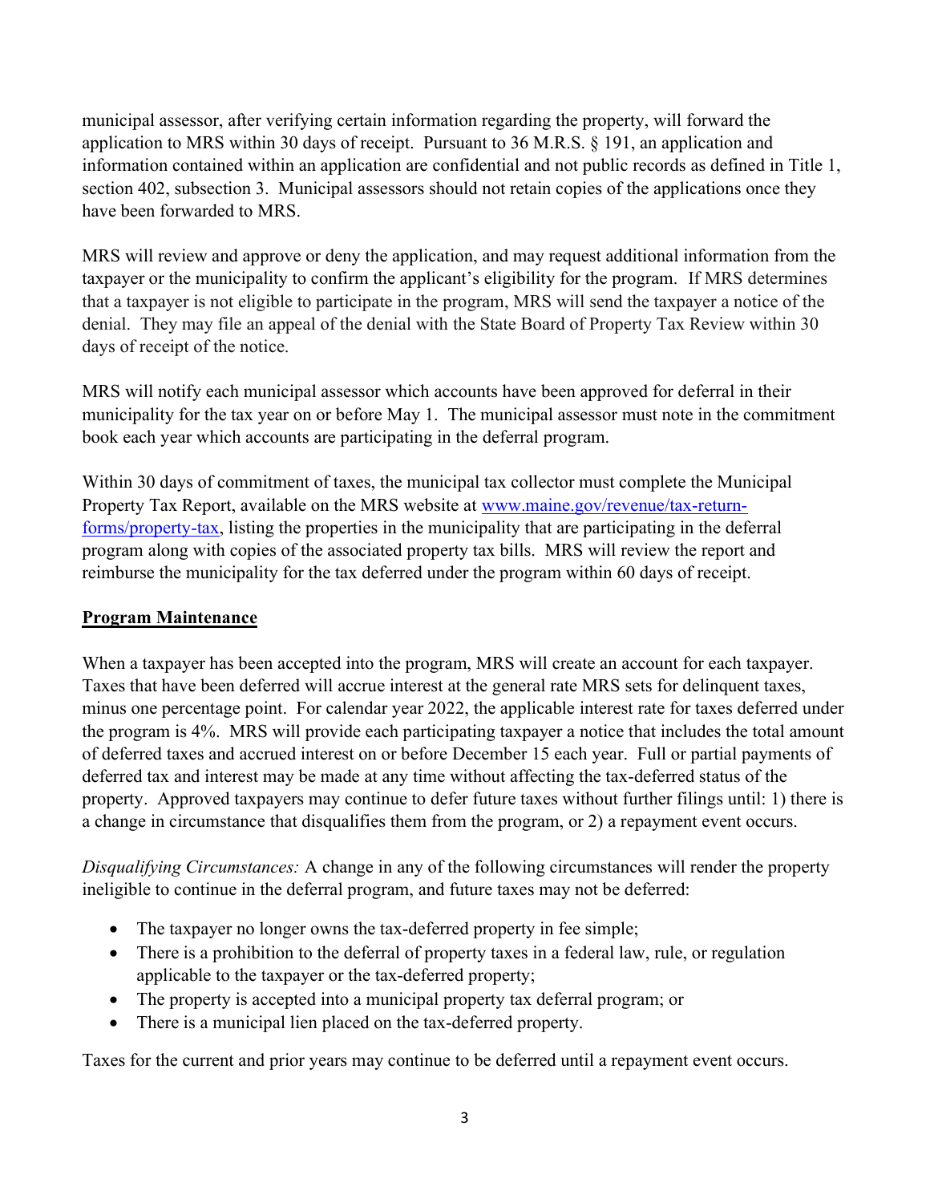municipal assessor, after verifying certain information regarding the property, will forward the application to MRS within 30 days of receipt. Pursuant to 36 M.R.S. § 191, an application and information contained within an application are confidential and not public records as defined in Title 1, section 402, subsection 3. Municipal assessors should not retain copies of the applications once they have been forwarded to MRS.

MRS will review and approve or deny the application, and may request additional information from the taxpayer or the municipality to confirm the applicant's eligibility for the program. If MRS determines that a taxpayer is not eligible to participate in the program, MRS will send the taxpayer a notice of the denial. They may file an appeal of the denial with the State Board of Property Tax Review within 30 days of receipt of the notice.

MRS will notify each municipal assessor which accounts have been approved for deferral in their municipality for the tax year on or before May 1. The municipal assessor must note in the commitment book each year which accounts are participating in the deferral program.

Within 30 days of commitment of taxes, the municipal tax collector must complete the Municipal Property Tax Report, available on the MRS website at [www.maine.gov/revenue/tax-return-forms/property-tax](www.maine.gov/revenue/tax-return-forms/property-tax), listing the properties in the municipality that are participating in the deferral program along with copies of the associated property tax bills. MRS will review the report and reimburse the municipality for the tax deferred under the program within 60 days of receipt.

## Program Maintenance

When a taxpayer has been accepted into the program, MRS will create an account for each taxpayer. Taxes that have been deferred will accrue interest at the general rate MRS sets for delinquent taxes, minus one percentage point. For calendar year 2022, the applicable interest rate for taxes deferred under the program is 4%. MRS will provide each participating taxpayer a notice that includes the total amount of deferred taxes and accrued interest on or before December 15 each year. Full or partial payments of deferred tax and interest may be made at any time without affecting the tax-deferred status of the property. Approved taxpayers may continue to defer future taxes without further filings until: 1) there is a change in circumstance that disqualifies them from the program, or 2) a repayment event occurs.

*Disqualifying Circumstances:* A change in any of the following circumstances will render the property ineligible to continue in the deferral program, and future taxes may not be deferred:

- The taxpayer no longer owns the tax-deferred property in fee simple;
- There is a prohibition to the deferral of property taxes in a federal law, rule, or regulation applicable to the taxpayer or the tax-deferred property;
- The property is accepted into a municipal property tax deferral program; or
- There is a municipal lien placed on the tax-deferred property.

Taxes for the current and prior years may continue to be deferred until a repayment event occurs.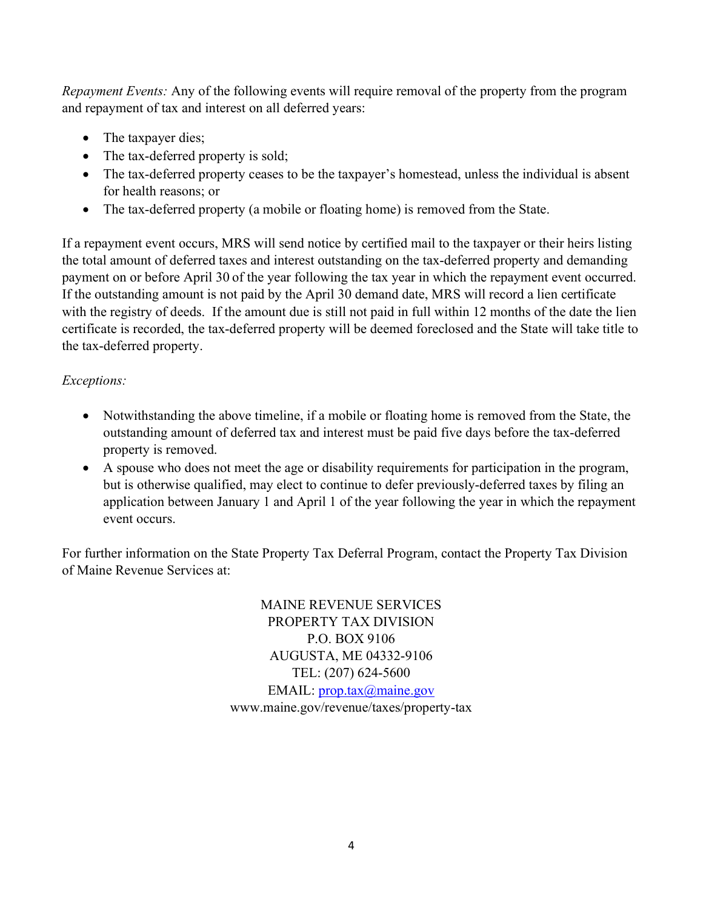*Repayment Events:* Any of the following events will require removal of the property from the program and repayment of tax and interest on all deferred years:

- The taxpayer dies;
- The tax-deferred property is sold;
- The tax-deferred property ceases to be the taxpayer's homestead, unless the individual is absent for health reasons; or
- The tax-deferred property (a mobile or floating home) is removed from the State.

If a repayment event occurs, MRS will send notice by certified mail to the taxpayer or their heirs listing the total amount of deferred taxes and interest outstanding on the tax-deferred property and demanding payment on or before April 30 of the year following the tax year in which the repayment event occurred. If the outstanding amount is not paid by the April 30 demand date, MRS will record a lien certificate with the registry of deeds. If the amount due is still not paid in full within 12 months of the date the lien certificate is recorded, the tax-deferred property will be deemed foreclosed and the State will take title to the tax-deferred property.

*Exceptions:*

- Notwithstanding the above timeline, if a mobile or floating home is removed from the State, the outstanding amount of deferred tax and interest must be paid five days before the tax-deferred property is removed.
- A spouse who does not meet the age or disability requirements for participation in the program, but is otherwise qualified, may elect to continue to defer previously-deferred taxes by filing an application between January 1 and April 1 of the year following the year in which the repayment event occurs.

For further information on the State Property Tax Deferral Program, contact the Property Tax Division of Maine Revenue Services at:

MAINE REVENUE SERVICES  
PROPERTY TAX DIVISION  
P.O. BOX 9106  
AUGUSTA, ME 04332-9106  
TEL: (207) 624-5600  
EMAIL: prop.tax@maine.gov  
www.maine.gov/revenue/taxes/property-tax